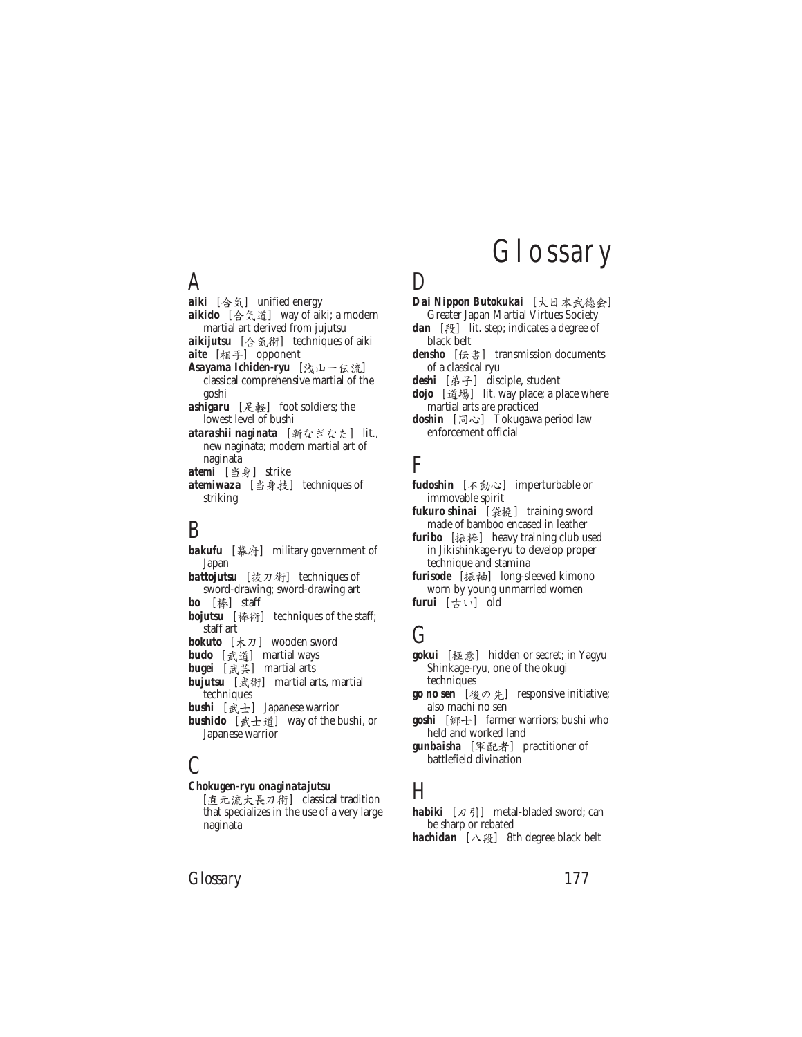# Glossary

## A

***aiki*** [合気] unified energy

***aikido*** [合気道] way of aiki; a modern martial art derived from jujutsu

***aikijutsu*** [合気術] techniques of aiki

***aite*** [相手] opponent

***Asayama Ichiden-ryu*** [浅山一伝流] classical comprehensive martial of the goshi

***ashigaru*** [足軽] foot soldiers; the lowest level of bushi

***atarashii naginata*** [新なぎなた] lit., new naginata; modern martial art of naginata

***atemi*** [当身] strike

***atemiwaza*** [当身技] techniques of striking

## B

***bakufu*** [幕府] military government of Japan

***battojutsu*** [抜刀術] techniques of sword-drawing; sword-drawing art

***bo*** [棒] staff

***bojutsu*** [棒術] techniques of the staff; staff art

***bokuto*** [木刀] wooden sword

***budo*** [武道] martial ways

***bugei*** [武芸] martial arts

***bujutsu*** [武術] martial arts, martial techniques

***bushi*** [武士] Japanese warrior

***bushido*** [武士道] way of the bushi, or Japanese warrior

## C

***Chokugen-ryu onaginatajutsu*** [直元流大長刀術] classical tradition that specializes in the use of a very large naginata

## D

***Dai Nippon Butokukai*** [大日本武德会] Greater Japan Martial Virtues Society

***dan*** [段] lit. step; indicates a degree of black belt

***densho*** [伝書] transmission documents of a classical ryu

***deshi*** [弟子] disciple, student

***dojo*** [道場] lit. way place; a place where martial arts are practiced

***doshin*** [同心] Tokugawa period law enforcement official

## F

***fudoshin*** [不動心] imperturbable or immovable spirit

***fukuro shinai*** [袋撓] training sword made of bamboo encased in leather

***furibo*** [振棒] heavy training club used in Jikishinkage-ryu to develop proper technique and stamina

***furisode*** [振袖] long-sleeved kimono worn by young unmarried women

***furui*** [古い] old

## G

***gokui*** [極意] hidden or secret; in Yagyu Shinkage-ryu, one of the okugi techniques

***go no sen*** [後の先] responsive initiative; also machi no sen

***goshi*** [郷士] farmer warriors; bushi who held and worked land

***gunbaisha*** [軍配者] practitioner of battlefield divination

## H

***habiki*** [刃引] metal-bladed sword; can be sharp or rebated

***hachidan*** [八段] 8th degree black belt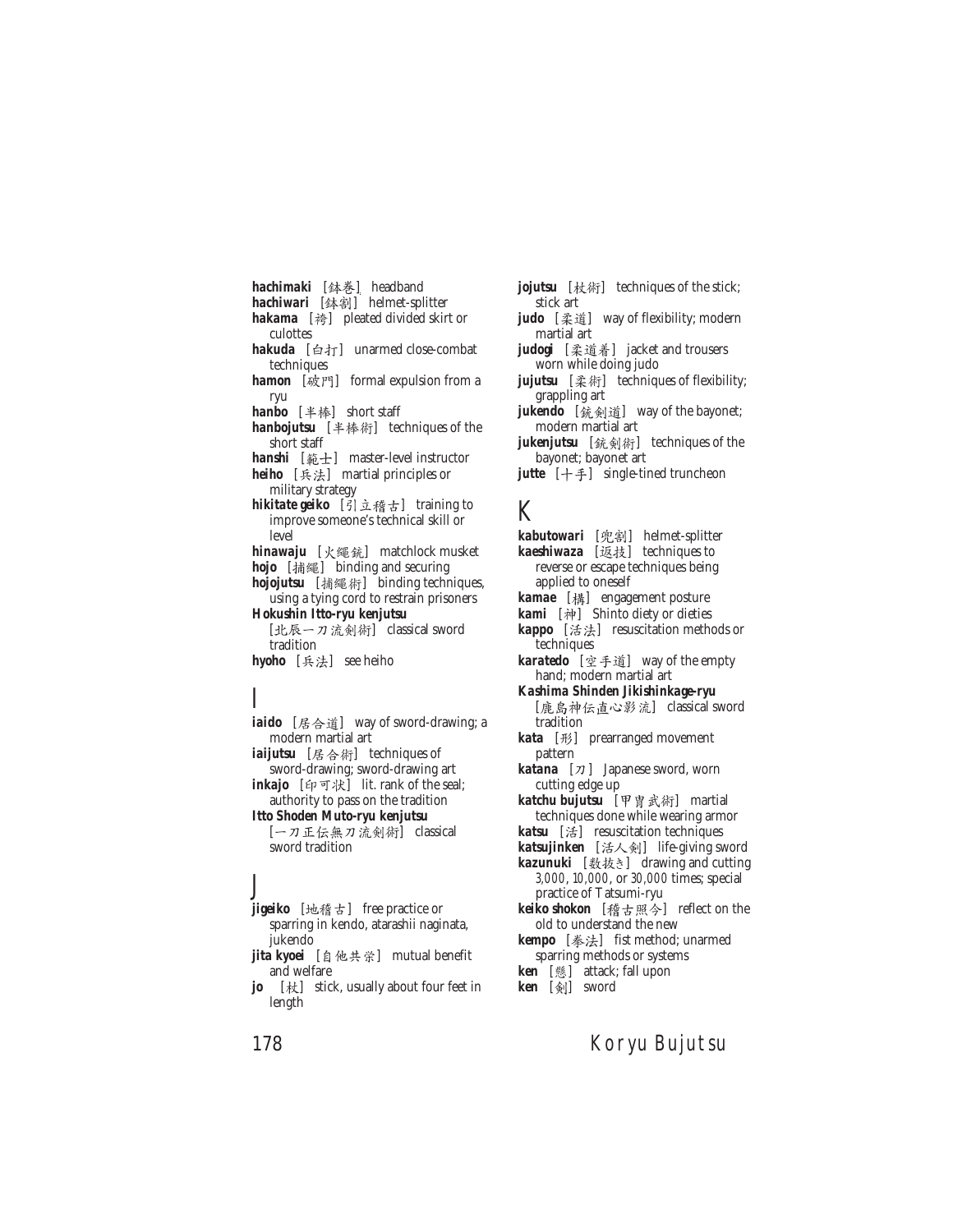**hachimaki** [鉢巻] headband

**hachiwari** [鉢割] helmet-splitter

**hakama** [袴] pleated divided skirt or culottes

**hakuda** [白打] unarmed close-combat techniques

**hamon** [破門] formal expulsion from a ryu

**hanbo** [半棒] short staff

**hanbojutsu** [半棒術] techniques of the short staff

**hanshi** [範士] master-level instructor

**heiho** [兵法] martial principles or military strategy

**hikitate geiko** [引立稽古] training to improve someone's technical skill or level

**hinawaju** [火縄銃] matchlock musket

**hojo** [捕縄] binding and securing

**hojojutsu** [捕縄術] binding techniques, using a tying cord to restrain prisoners

**Hokushin Itto-ryu kenjutsu** [北辰一刀流剣術] classical sword tradition

**hyoho** [兵法] see heiho

# I

**iaido** [居合道] way of sword-drawing; a modern martial art

**iaijutsu** [居合術] techniques of sword-drawing; sword-drawing art

**inkajo** [印可状] lit. rank of the seal; authority to pass on the tradition

**Itto Shoden Muto-ryu kenjutsu** [一刀正伝無刀流剣術] classical sword tradition

# J

**jigeiko** [地稽古] free practice or sparring in kendo, atarashii naginata, jukendo

**jita kyoei** [自他共栄] mutual benefit and welfare

**jo** [杖] stick, usually about four feet in length

**jojutsu** [杖術] techniques of the stick; stick art

**judo** [柔道] way of flexibility; modern martial art

**judogi** [柔道着] jacket and trousers worn while doing judo

**jujutsu** [柔術] techniques of flexibility; grappling art

**jukendo** [銃剣道] way of the bayonet; modern martial art

**jukenjutsu** [銃剣術] techniques of the bayonet; bayonet art

**jutte** [十手] single-tined truncheon

# K

**kabutowari** [兜割] helmet-splitter

**kaeshiwaza** [返技] techniques to reverse or escape techniques being applied to oneself

**kamae** [構] engagement posture

**kami** [神] Shinto diety or dieties

**kappo** [活法] resuscitation methods or techniques

**karatedo** [空手道] way of the empty hand; modern martial art

**Kashima Shinden Jikishinkage-ryu** [鹿島神伝直心影流] classical sword tradition

**kata** [形] prearranged movement pattern

**katana** [刀] Japanese sword, worn cutting edge up

**katchu bujutsu** [甲冑武術] martial techniques done while wearing armor

**katsu** [活] resuscitation techniques

**katsujinken** [活人剣] life-giving sword

**kazunuki** [数抜き] drawing and cutting *3,000*, *10,000*, or *30,000* times; special practice of Tatsumi-ryu

**keiko shokon** [稽古照今] reflect on the old to understand the new

**kempo** [拳法] fist method; unarmed sparring methods or systems

**ken** [懸] attack; fall upon

**ken** [剣] sword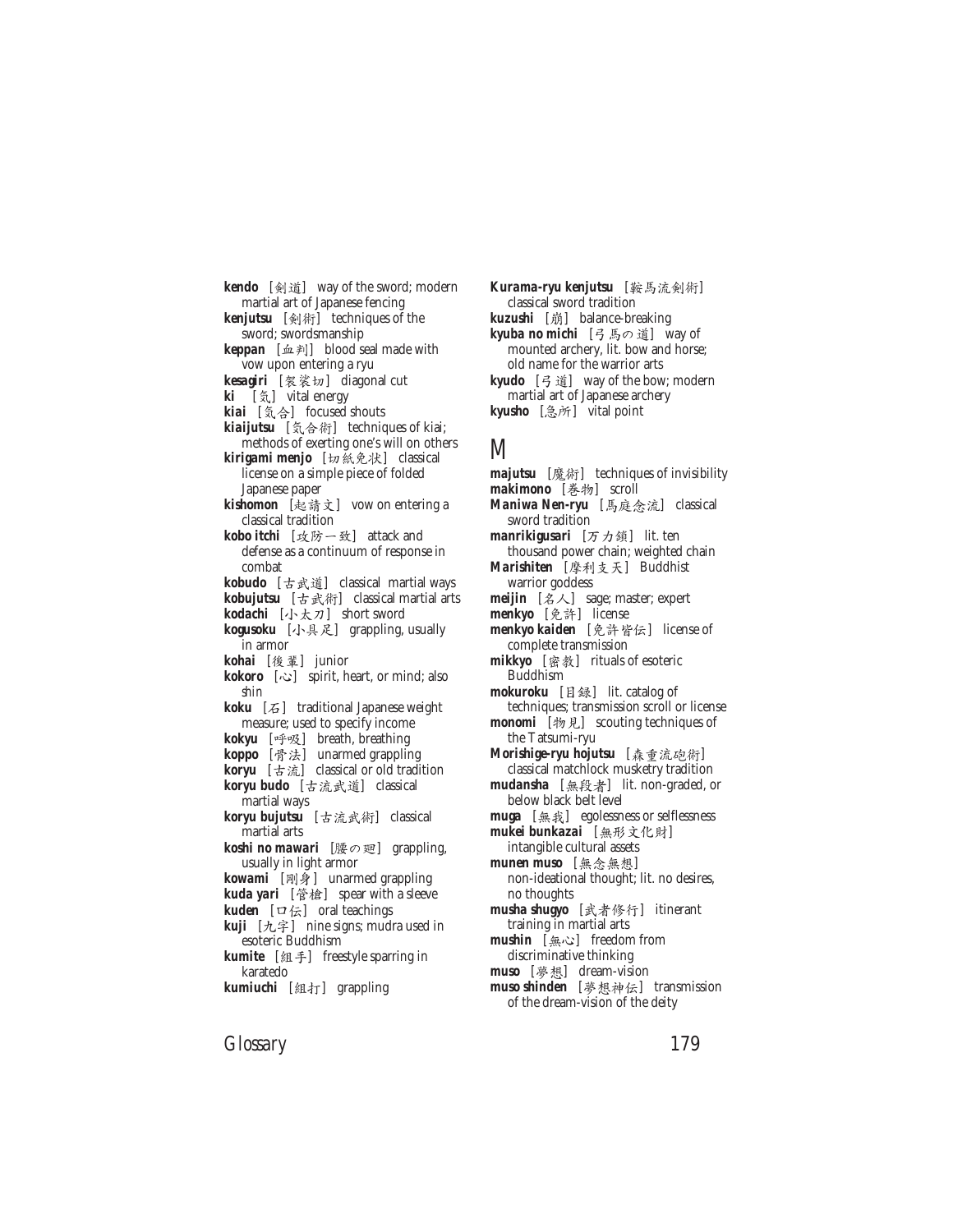**kendo** [剣道] way of the sword; modern martial art of Japanese fencing

**kenjutsu** [剣術] techniques of the sword; swordsmanship

**keppan** [血判] blood seal made with vow upon entering a ryu

**kesagiri** [袈裟切] diagonal cut

**ki** [気] vital energy

**kiai** [気合] focused shouts

**kiaijutsu** [気合術] techniques of kiai; methods of exerting one's will on others

**kirigami menjo** [切紙免状] classical license on a simple piece of folded Japanese paper

**kishomon** [起請文] vow on entering a classical tradition

**kobo itchi** [攻防一致] attack and defense as a continuum of response in combat

**kobudo** [古武道] classical martial ways

**kobujutsu** [古武術] classical martial arts

**kodachi** [小太刀] short sword

**kogusoku** [小具足] grappling, usually in armor

**kohai** [後輩] junior

**kokoro** [心] spirit, heart, or mind; also *shin*

**koku** [石] traditional Japanese weight measure; used to specify income

**kokyu** [呼吸] breath, breathing

**koppo** [骨法] unarmed grappling

**koryu** [古流] classical or old tradition

**koryu budo** [古流武道] classical martial ways

**koryu bujutsu** [古流武術] classical martial arts

**koshi no mawari** [腰の廻] grappling, usually in light armor

**kowami** [剛身] unarmed grappling

**kuda yari** [管槍] spear with a sleeve

**kuden** [口伝] oral teachings

**kuji** [九字] nine signs; mudra used in esoteric Buddhism

**kumite** [組手] freestyle sparring in karatedo

**kumiuchi** [組打] grappling

**Kurama-ryu kenjutsu** [鞍馬流剣術] classical sword tradition

**kuzushi** [崩] balance-breaking

**kyuba no michi** [弓馬の道] way of mounted archery, lit. bow and horse; old name for the warrior arts

**kyudo** [弓道] way of the bow; modern martial art of Japanese archery

**kyusho** [急所] vital point

## M

**majutsu** [魔術] techniques of invisibility

**makimono** [巻物] scroll

**Maniwa Nen-ryu** [馬庭念流] classical sword tradition

**manrikigusari** [万力鎖] lit. ten thousand power chain; weighted chain

**Marishiten** [摩利支天] Buddhist warrior goddess

**meijin** [名人] sage; master; expert

**menkyo** [免許] license

**menkyo kaiden** [免許皆伝] license of complete transmission

**mikkyo** [密教] rituals of esoteric Buddhism

**mokuroku** [目録] lit. catalog of techniques; transmission scroll or license

**monomi** [物見] scouting techniques of the Tatsumi-ryu

**Morishige-ryu hojutsu** [森重流砲術] classical matchlock musketry tradition

**mudansha** [無段者] lit. non-graded, or below black belt level

**muga** [無我] egolessness or selflessness

**mukei bunkazai** [無形文化財] intangible cultural assets

**munen muso** [無念無想] non-ideational thought; lit. no desires, no thoughts

**musha shugyo** [武者修行] itinerant training in martial arts

**mushin** [無心] freedom from discriminative thinking

**muso** [夢想] dream-vision

**muso shinden** [夢想神伝] transmission of the dream-vision of the deity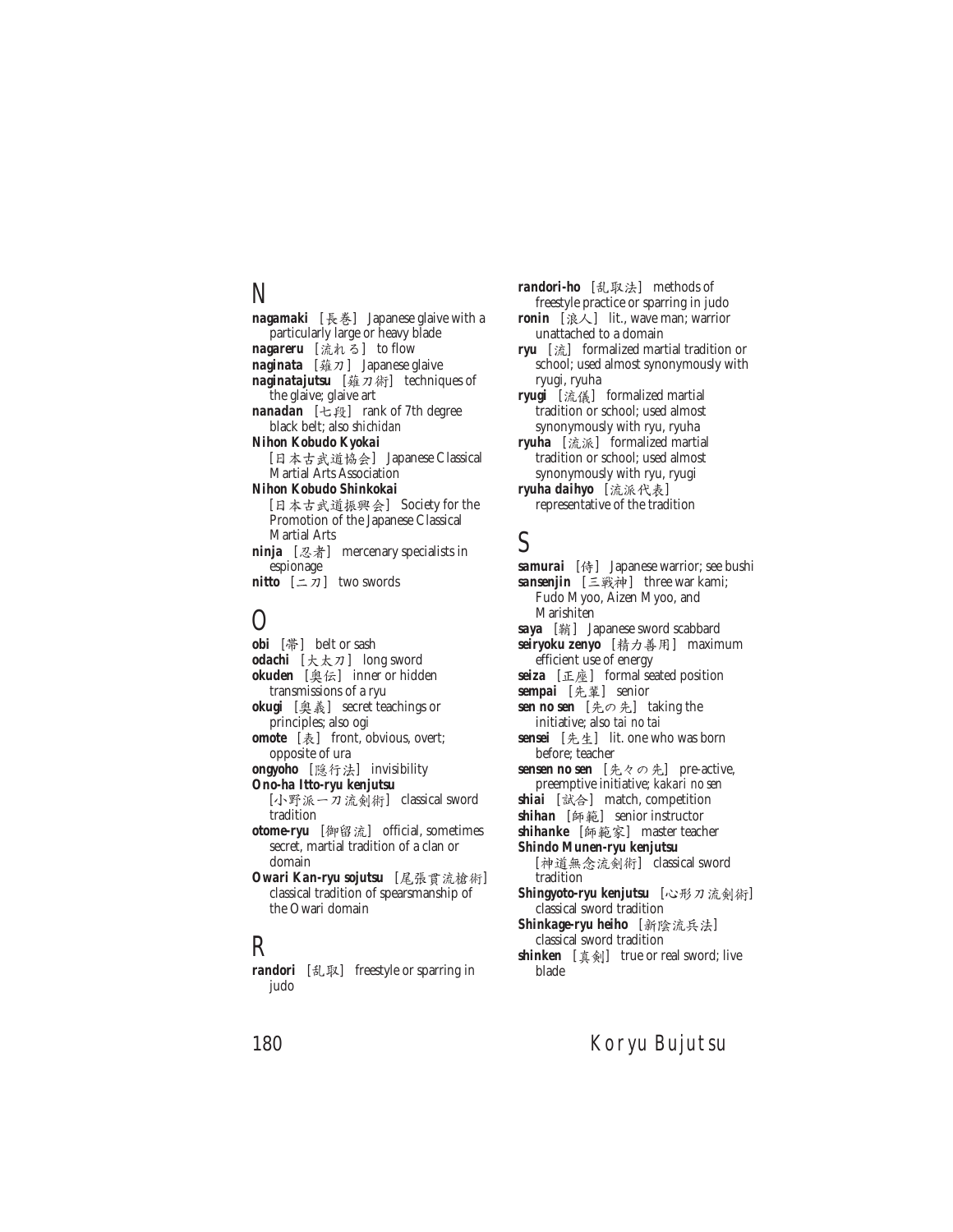## N

**nagamaki** [長巻] Japanese glaive with a particularly large or heavy blade

**nagareru** [流れる] to flow

**naginata** [薙刀] Japanese glaive

**naginatajutsu** [薙刀術] techniques of the glaive; glaive art

**nanadan** [七段] rank of 7th degree black belt; also *shichidan*

**Nihon Kobudo Kyokai** [日本古武道協会] Japanese Classical Martial Arts Association

**Nihon Kobudo Shinkokai** [日本古武道振興会] Society for the Promotion of the Japanese Classical Martial Arts

**ninja** [忍者] mercenary specialists in espionage

**nitto** [二刀] two swords

## O

**obi** [帯] belt or sash

**odachi** [大太刀] long sword

**okuden** [奥伝] inner or hidden transmissions of a ryu

**okugi** [奥義] secret teachings or principles; also ogi

**omote** [表] front, obvious, overt; opposite of ura

**ongyoho** [隠行法] invisibility

**Ono-ha Itto-ryu kenjutsu** [小野派一刀流剣術] classical sword tradition

**otome-ryu** [御留流] official, sometimes secret, martial tradition of a clan or domain

**Owari Kan-ryu sojutsu** [尾張貫流槍術] classical tradition of spearsmanship of the Owari domain

## R

**randori** [乱取] freestyle or sparring in judo

**randori-ho** [乱取法] methods of freestyle practice or sparring in judo

**ronin** [浪人] lit., wave man; warrior unattached to a domain

**ryu** [流] formalized martial tradition or school; used almost synonymously with ryugi, ryuha

**ryugi** [流儀] formalized martial tradition or school; used almost synonymously with ryu, ryuha

**ryuha** [流派] formalized martial tradition or school; used almost synonymously with ryu, ryugi

**ryuha daihyo** [流派代表] representative of the tradition

## S

**samurai** [侍] Japanese warrior; see bushi

**sansenjin** [三戦神] three war kami; Fudo Myoo, Aizen Myoo, and Marishiten

**saya** [鞘] Japanese sword scabbard

**seiryoku zenyo** [精力善用] maximum efficient use of energy

**seiza** [正座] formal seated position

**sempai** [先輩] senior

**sen no sen** [先の先] taking the initiative; also *tai no tai*

**sensei** [先生] lit. one who was born before; teacher

**sensen no sen** [先々の先] pre-active, preemptive initiative; *kakari no sen*

**shiai** [試合] match, competition

**shihan** [師範] senior instructor

**shihanke** [師範家] master teacher

**Shindo Munen-ryu kenjutsu** [神道無念流剣術] classical sword tradition

**Shingyoto-ryu kenjutsu** [心形刀流剣術] classical sword tradition

**Shinkage-ryu heiho** [新陰流兵法] classical sword tradition

**shinken** [真剣] true or real sword; live blade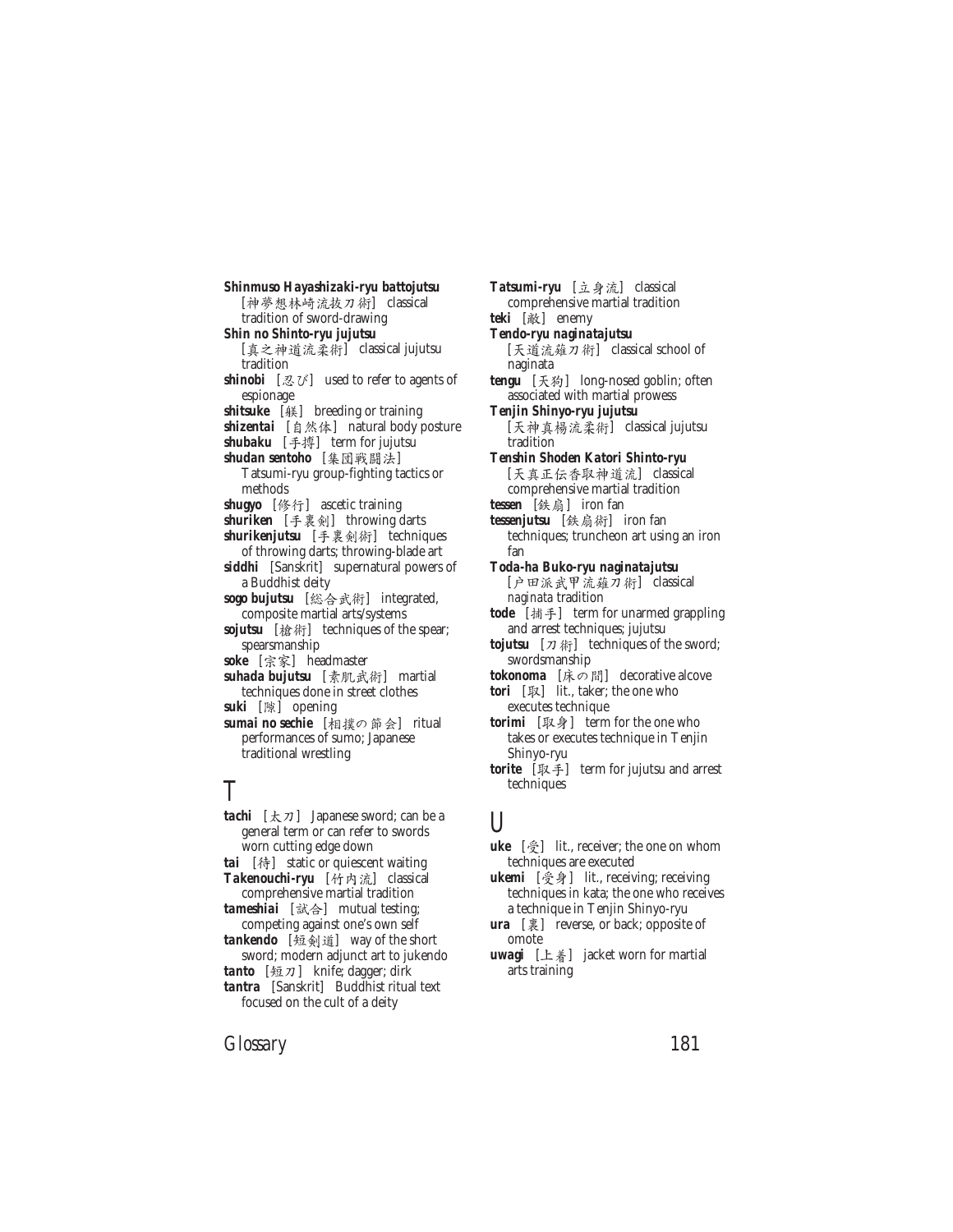***Shinmuso Hayashizaki-ryu battojutsu*** [神夢想林崎流抜刀術] classical tradition of sword-drawing

***Shin no Shinto-ryu jujutsu*** [真之神道流柔術] classical jujutsu tradition

***shinobi*** [忍び] used to refer to agents of espionage

***shitsuke*** [躾] breeding or training

***shizentai*** [自然体] natural body posture

***shubaku*** [手縛] term for jujutsu

***shudan sentoho*** [集団戦闘法] Tatsumi-ryu group-fighting tactics or methods

***shugyo*** [修行] ascetic training

***shuriken*** [手裏剣] throwing darts

***shurikenjutsu*** [手裏剣術] techniques of throwing darts; throwing-blade art

***siddhi*** [Sanskrit] supernatural powers of a Buddhist deity

***sogo bujutsu*** [総合武術] integrated, composite martial arts/systems

***sojutsu*** [槍術] techniques of the spear; spearsmanship

***soke*** [宗家] headmaster

***suhada bujutsu*** [素肌武術] martial techniques done in street clothes

***suki*** [隙] opening

***sumai no sechie*** [相撲の節会] ritual performances of sumo; Japanese traditional wrestling

# T

***tachi*** [太刀] Japanese sword; can be a general term or can refer to swords worn cutting edge down

***tai*** [待] static or quiescent waiting

***Takenouchi-ryu*** [竹内流] classical comprehensive martial tradition

***tameshiai*** [試合] mutual testing; competing against one's own self

***tankendo*** [短剣道] way of the short sword; modern adjunct art to jukendo

***tanto*** [短刀] knife; dagger; dirk

***tantra*** [Sanskrit] Buddhist ritual text focused on the cult of a deity

***Tatsumi-ryu*** [立身流] classical comprehensive martial tradition

***teki*** [敵] enemy

***Tendo-ryu naginatajutsu*** [天道流薙刀術] classical school of naginata

***tengu*** [天狗] long-nosed goblin; often associated with martial prowess

***Tenjin Shinyo-ryu jujutsu*** [天神真楊流柔術] classical jujutsu tradition

***Tenshin Shoden Katori Shinto-ryu*** [天真正伝香取神道流] classical comprehensive martial tradition

***tessen*** [鉄扇] iron fan

***tessenjutsu*** [鉄扇術] iron fan techniques; truncheon art using an iron fan

***Toda-ha Buko-ryu naginatajutsu*** [戸田派武甲流薙刀術] classical *naginata* tradition

***tode*** [捕手] term for unarmed grappling and arrest techniques; jujutsu

***tojutsu*** [刀術] techniques of the sword; swordsmanship

***tokonoma*** [床の間] decorative alcove

***tori*** [取] lit., taker; the one who executes technique

***torimi*** [取身] term for the one who takes or executes technique in Tenjin Shinyo-ryu

***torite*** [取手] term for jujutsu and arrest techniques

# U

***uke*** [受] lit., receiver; the one on whom techniques are executed

***ukemi*** [受身] lit., receiving; receiving techniques in kata; the one who receives a technique in Tenjin Shinyo-ryu

***ura*** [裏] reverse, or back; opposite of omote

***uwagi*** [上着] jacket worn for martial arts training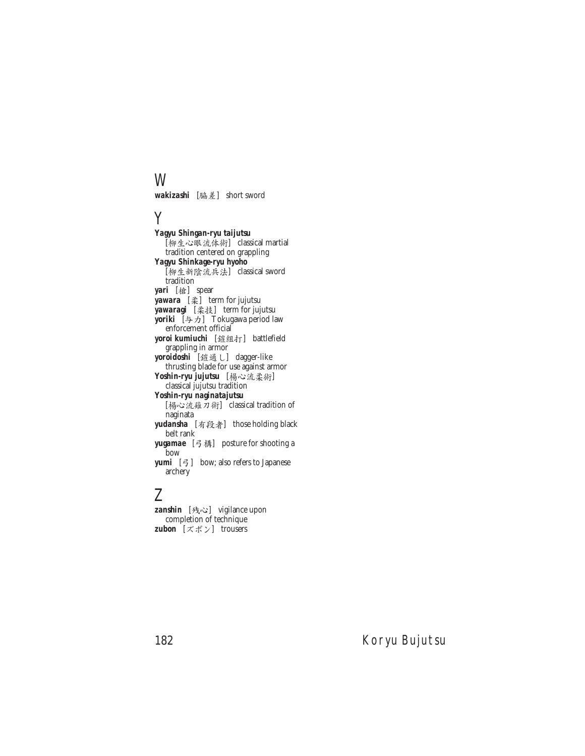## W

***wakizashi*** [脇差] short sword

## Y

***Yagyu Shingan-ryu taijutsu*** [柳生心眼流体術] classical martial tradition centered on grappling

***Yagyu Shinkage-ryu hyoho*** [柳生新陰流兵法] classical sword tradition

***yari*** [槍] spear

***yawara*** [柔] term for jujutsu

***yawaragi*** [柔技] term for jujutsu

***yoriki*** [与力] Tokugawa period law enforcement official

***yoroi kumiuchi*** [鎧組打] battlefield grappling in armor

***yoroidoshi*** [鎧通し] dagger-like thrusting blade for use against armor

***Yoshin-ryu jujutsu*** [楊心流柔術] classical jujutsu tradition

***Yoshin-ryu naginatajutsu*** [楊心流薙刀術] classical tradition of naginata

***yudansha*** [有段者] those holding black belt rank

***yugamae*** [弓構] posture for shooting a bow

***yumi*** [弓] bow; also refers to Japanese archery

## Z

***zanshin*** [残心] vigilance upon completion of technique

***zubon*** [ズボン] trousers